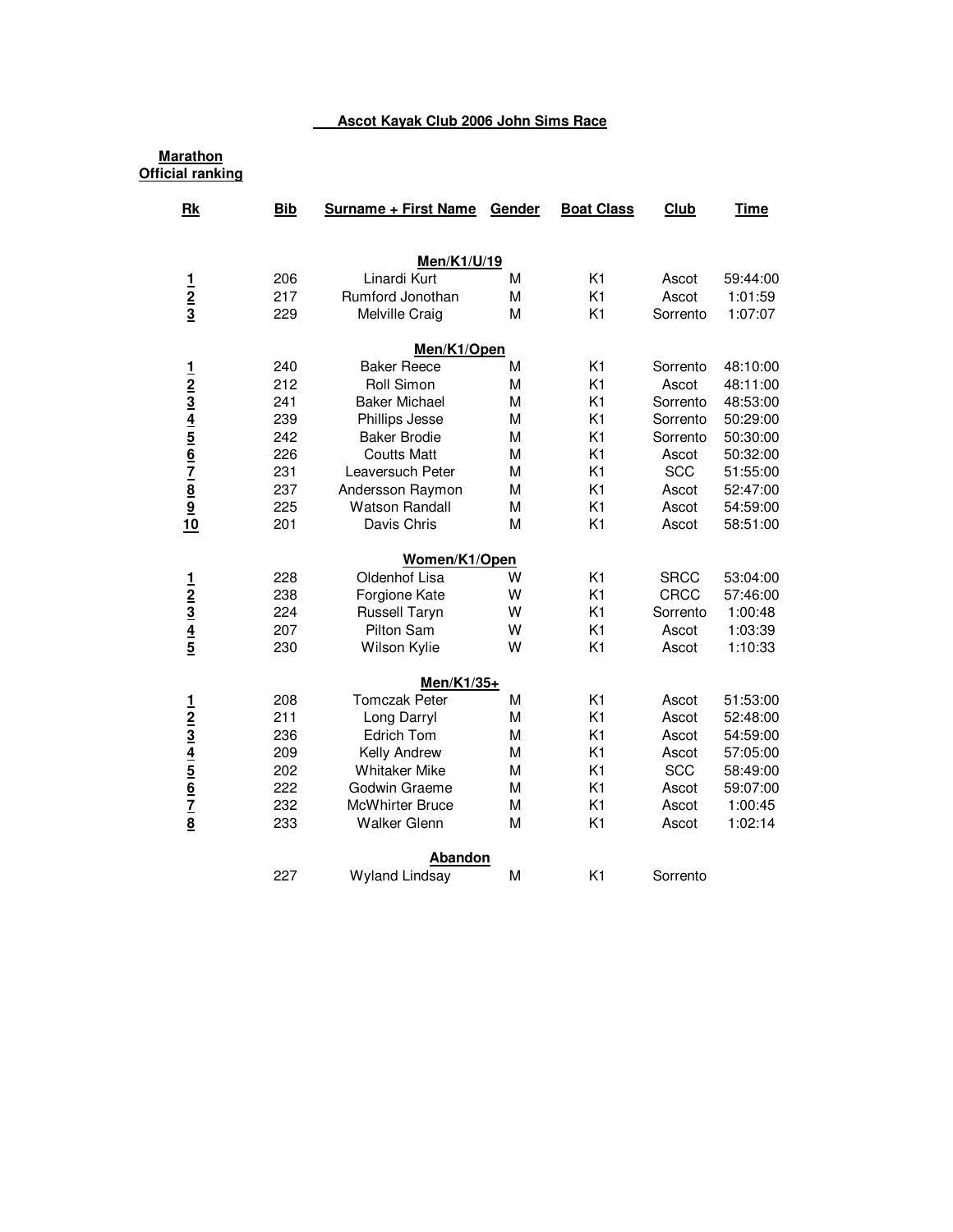# Ascot Kayak Club 2006 John Sims Race

**Marathon**
**Official ranking**

| Rk | Bib | Surname + First Name | Gender | Boat Class | Club | Time |
|---|---|---|---|---|---|---|
| | | **Men/K1/U/19** | | | | |
| **1** | 206 | Linardi Kurt | M | K1 | Ascot | 59:44:00 |
| **2** | 217 | Rumford Jonothan | M | K1 | Ascot | 1:01:59 |
| **3** | 229 | Melville Craig | M | K1 | Sorrento | 1:07:07 |
| | | **Men/K1/Open** | | | | |
| **1** | 240 | Baker Reece | M | K1 | Sorrento | 48:10:00 |
| **2** | 212 | Roll Simon | M | K1 | Ascot | 48:11:00 |
| **3** | 241 | Baker Michael | M | K1 | Sorrento | 48:53:00 |
| **4** | 239 | Phillips Jesse | M | K1 | Sorrento | 50:29:00 |
| **5** | 242 | Baker Brodie | M | K1 | Sorrento | 50:30:00 |
| **6** | 226 | Coutts Matt | M | K1 | Ascot | 50:32:00 |
| **7** | 231 | Leaversuch Peter | M | K1 | SCC | 51:55:00 |
| **8** | 237 | Andersson Raymon | M | K1 | Ascot | 52:47:00 |
| **9** | 225 | Watson Randall | M | K1 | Ascot | 54:59:00 |
| **10** | 201 | Davis Chris | M | K1 | Ascot | 58:51:00 |
| | | **Women/K1/Open** | | | | |
| **1** | 228 | Oldenhof Lisa | W | K1 | SRCC | 53:04:00 |
| **2** | 238 | Forgione Kate | W | K1 | CRCC | 57:46:00 |
| **3** | 224 | Russell Taryn | W | K1 | Sorrento | 1:00:48 |
| **4** | 207 | Pilton Sam | W | K1 | Ascot | 1:03:39 |
| **5** | 230 | Wilson Kylie | W | K1 | Ascot | 1:10:33 |
| | | **Men/K1/35+** | | | | |
| **1** | 208 | Tomczak Peter | M | K1 | Ascot | 51:53:00 |
| **2** | 211 | Long Darryl | M | K1 | Ascot | 52:48:00 |
| **3** | 236 | Edrich Tom | M | K1 | Ascot | 54:59:00 |
| **4** | 209 | Kelly Andrew | M | K1 | Ascot | 57:05:00 |
| **5** | 202 | Whitaker Mike | M | K1 | SCC | 58:49:00 |
| **6** | 222 | Godwin Graeme | M | K1 | Ascot | 59:07:00 |
| **7** | 232 | McWhirter Bruce | M | K1 | Ascot | 1:00:45 |
| **8** | 233 | Walker Glenn | M | K1 | Ascot | 1:02:14 |
| | | **Abandon** | | | | |
| | 227 | Wyland Lindsay | M | K1 | Sorrento | |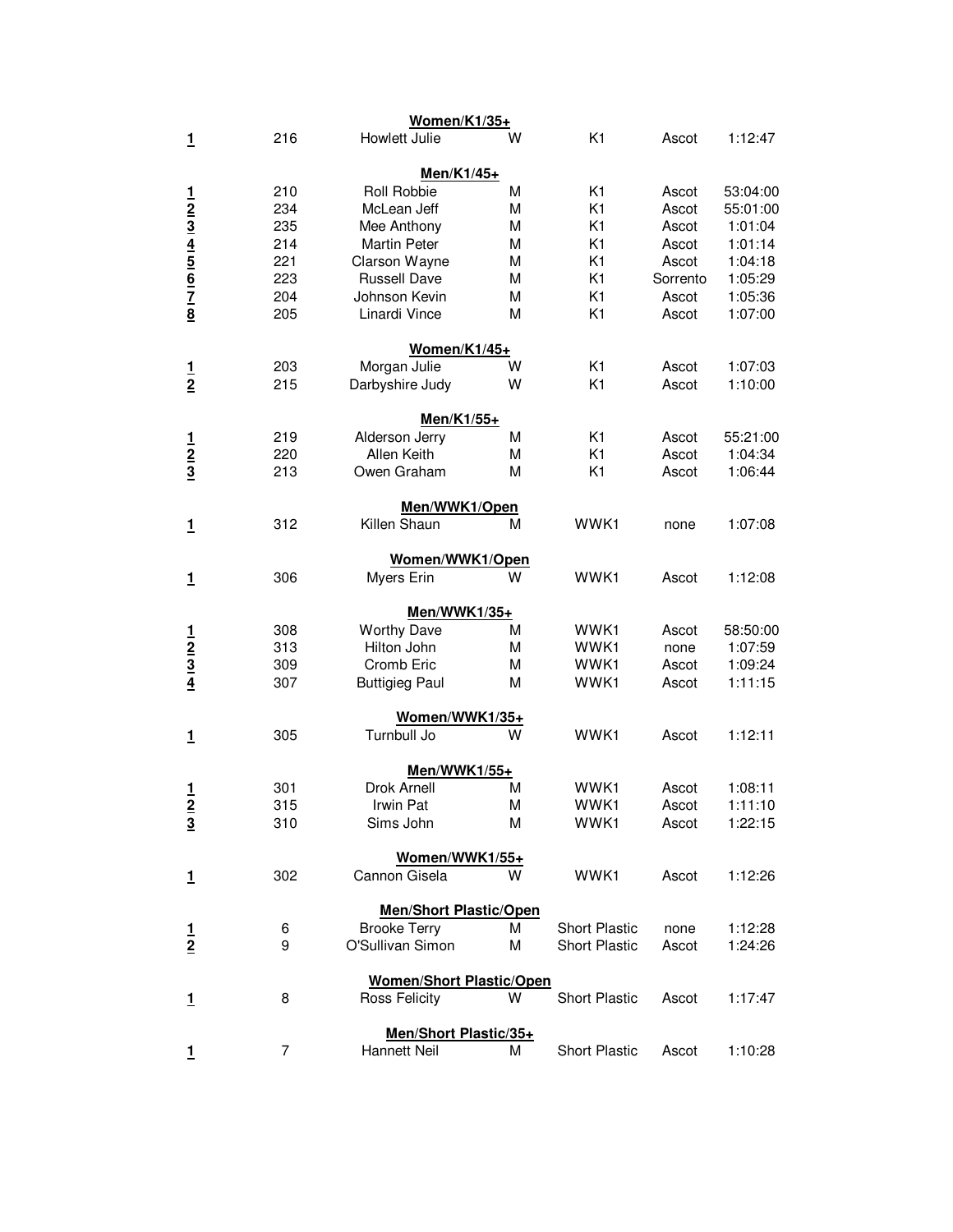**Women/K1/35+**

| | | | | | | |
|---|---|---|---|---|---|---|
| **1** | 216 | Howlett Julie | W | K1 | Ascot | 1:12:47 |

**Men/K1/45+**

| | | | | | | |
|---|---|---|---|---|---|---|
| **1** | 210 | Roll Robbie | M | K1 | Ascot | 53:04:00 |
| **2** | 234 | McLean Jeff | M | K1 | Ascot | 55:01:00 |
| **3** | 235 | Mee Anthony | M | K1 | Ascot | 1:01:04 |
| **4** | 214 | Martin Peter | M | K1 | Ascot | 1:01:14 |
| **5** | 221 | Clarson Wayne | M | K1 | Ascot | 1:04:18 |
| **6** | 223 | Russell Dave | M | K1 | Sorrento | 1:05:29 |
| **7** | 204 | Johnson Kevin | M | K1 | Ascot | 1:05:36 |
| **8** | 205 | Linardi Vince | M | K1 | Ascot | 1:07:00 |

**Women/K1/45+**

| | | | | | | |
|---|---|---|---|---|---|---|
| **1** | 203 | Morgan Julie | W | K1 | Ascot | 1:07:03 |
| **2** | 215 | Darbyshire Judy | W | K1 | Ascot | 1:10:00 |

**Men/K1/55+**

| | | | | | | |
|---|---|---|---|---|---|---|
| **1** | 219 | Alderson Jerry | M | K1 | Ascot | 55:21:00 |
| **2** | 220 | Allen Keith | M | K1 | Ascot | 1:04:34 |
| **3** | 213 | Owen Graham | M | K1 | Ascot | 1:06:44 |

**Men/WWK1/Open**

| | | | | | | |
|---|---|---|---|---|---|---|
| **1** | 312 | Killen Shaun | M | WWK1 | none | 1:07:08 |

**Women/WWK1/Open**

| | | | | | | |
|---|---|---|---|---|---|---|
| **1** | 306 | Myers Erin | W | WWK1 | Ascot | 1:12:08 |

**Men/WWK1/35+**

| | | | | | | |
|---|---|---|---|---|---|---|
| **1** | 308 | Worthy Dave | M | WWK1 | Ascot | 58:50:00 |
| **2** | 313 | Hilton John | M | WWK1 | none | 1:07:59 |
| **3** | 309 | Cromb Eric | M | WWK1 | Ascot | 1:09:24 |
| **4** | 307 | Buttigieg Paul | M | WWK1 | Ascot | 1:11:15 |

**Women/WWK1/35+**

| | | | | | | |
|---|---|---|---|---|---|---|
| **1** | 305 | Turnbull Jo | W | WWK1 | Ascot | 1:12:11 |

**Men/WWK1/55+**

| | | | | | | |
|---|---|---|---|---|---|---|
| **1** | 301 | Drok Arnell | M | WWK1 | Ascot | 1:08:11 |
| **2** | 315 | Irwin Pat | M | WWK1 | Ascot | 1:11:10 |
| **3** | 310 | Sims John | M | WWK1 | Ascot | 1:22:15 |

**Women/WWK1/55+**

| | | | | | | |
|---|---|---|---|---|---|---|
| **1** | 302 | Cannon Gisela | W | WWK1 | Ascot | 1:12:26 |

**Men/Short Plastic/Open**

| | | | | | | |
|---|---|---|---|---|---|---|
| **1** | 6 | Brooke Terry | M | Short Plastic | none | 1:12:28 |
| **2** | 9 | O'Sullivan Simon | M | Short Plastic | Ascot | 1:24:26 |

**Women/Short Plastic/Open**

| | | | | | | |
|---|---|---|---|---|---|---|
| **1** | 8 | Ross Felicity | W | Short Plastic | Ascot | 1:17:47 |

**Men/Short Plastic/35+**

| | | | | | | |
|---|---|---|---|---|---|---|
| **1** | 7 | Hannett Neil | M | Short Plastic | Ascot | 1:10:28 |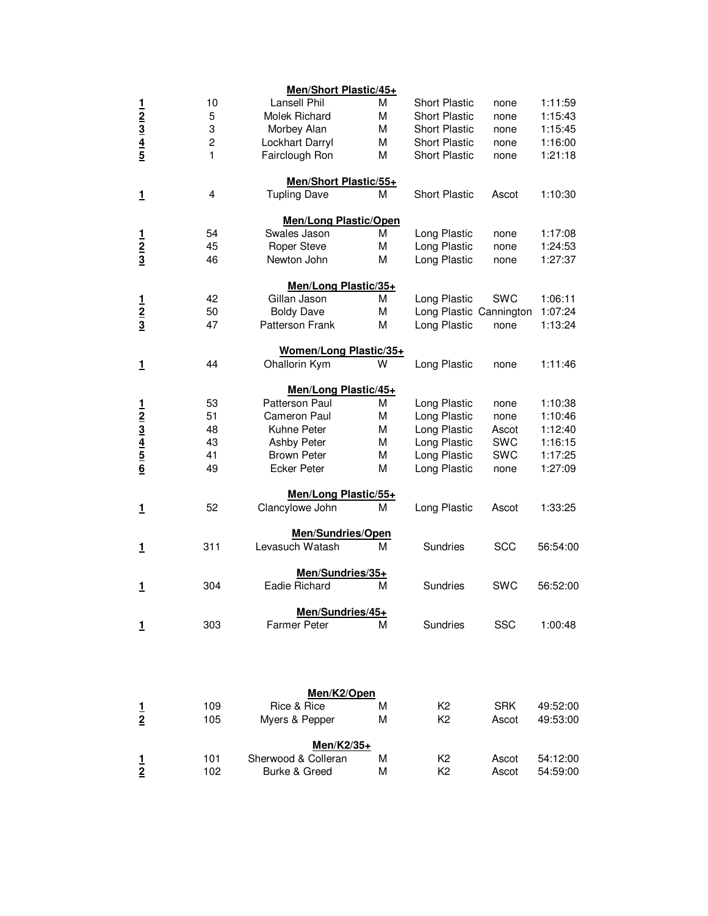**Men/Short Plastic/45+**

| Place | No. | Name | Sex | Class | Club | Time |
|---|---|---|---|---|---|---|
| 1 | 10 | Lansell Phil | M | Short Plastic | none | 1:11:59 |
| 2 | 5 | Molek Richard | M | Short Plastic | none | 1:15:43 |
| 3 | 3 | Morbey Alan | M | Short Plastic | none | 1:15:45 |
| 4 | 2 | Lockhart Darryl | M | Short Plastic | none | 1:16:00 |
| 5 | 1 | Fairclough Ron | M | Short Plastic | none | 1:21:18 |

**Men/Short Plastic/55+**

| Place | No. | Name | Sex | Class | Club | Time |
|---|---|---|---|---|---|---|
| 1 | 4 | Tupling Dave | M | Short Plastic | Ascot | 1:10:30 |

**Men/Long Plastic/Open**

| Place | No. | Name | Sex | Class | Club | Time |
|---|---|---|---|---|---|---|
| 1 | 54 | Swales Jason | M | Long Plastic | none | 1:17:08 |
| 2 | 45 | Roper Steve | M | Long Plastic | none | 1:24:53 |
| 3 | 46 | Newton John | M | Long Plastic | none | 1:27:37 |

**Men/Long Plastic/35+**

| Place | No. | Name | Sex | Class | Club | Time |
|---|---|---|---|---|---|---|
| 1 | 42 | Gillan Jason | M | Long Plastic | SWC | 1:06:11 |
| 2 | 50 | Boldy Dave | M | Long Plastic | Cannington | 1:07:24 |
| 3 | 47 | Patterson Frank | M | Long Plastic | none | 1:13:24 |

**Women/Long Plastic/35+**

| Place | No. | Name | Sex | Class | Club | Time |
|---|---|---|---|---|---|---|
| 1 | 44 | Ohallorin Kym | W | Long Plastic | none | 1:11:46 |

**Men/Long Plastic/45+**

| Place | No. | Name | Sex | Class | Club | Time |
|---|---|---|---|---|---|---|
| 1 | 53 | Patterson Paul | M | Long Plastic | none | 1:10:38 |
| 2 | 51 | Cameron Paul | M | Long Plastic | none | 1:10:46 |
| 3 | 48 | Kuhne Peter | M | Long Plastic | Ascot | 1:12:40 |
| 4 | 43 | Ashby Peter | M | Long Plastic | SWC | 1:16:15 |
| 5 | 41 | Brown Peter | M | Long Plastic | SWC | 1:17:25 |
| 6 | 49 | Ecker Peter | M | Long Plastic | none | 1:27:09 |

**Men/Long Plastic/55+**

| Place | No. | Name | Sex | Class | Club | Time |
|---|---|---|---|---|---|---|
| 1 | 52 | Clancylowe John | M | Long Plastic | Ascot | 1:33:25 |

**Men/Sundries/Open**

| Place | No. | Name | Sex | Class | Club | Time |
|---|---|---|---|---|---|---|
| 1 | 311 | Levasuch Watash | M | Sundries | SCC | 56:54:00 |

**Men/Sundries/35+**

| Place | No. | Name | Sex | Class | Club | Time |
|---|---|---|---|---|---|---|
| 1 | 304 | Eadie Richard | M | Sundries | SWC | 56:52:00 |

**Men/Sundries/45+**

| Place | No. | Name | Sex | Class | Club | Time |
|---|---|---|---|---|---|---|
| 1 | 303 | Farmer Peter | M | Sundries | SSC | 1:00:48 |

**Men/K2/Open**

| Place | No. | Name | Sex | Class | Club | Time |
|---|---|---|---|---|---|---|
| 1 | 109 | Rice & Rice | M | K2 | SRK | 49:52:00 |
| 2 | 105 | Myers & Pepper | M | K2 | Ascot | 49:53:00 |

**Men/K2/35+**

| Place | No. | Name | Sex | Class | Club | Time |
|---|---|---|---|---|---|---|
| 1 | 101 | Sherwood & Colleran | M | K2 | Ascot | 54:12:00 |
| 2 | 102 | Burke & Greed | M | K2 | Ascot | 54:59:00 |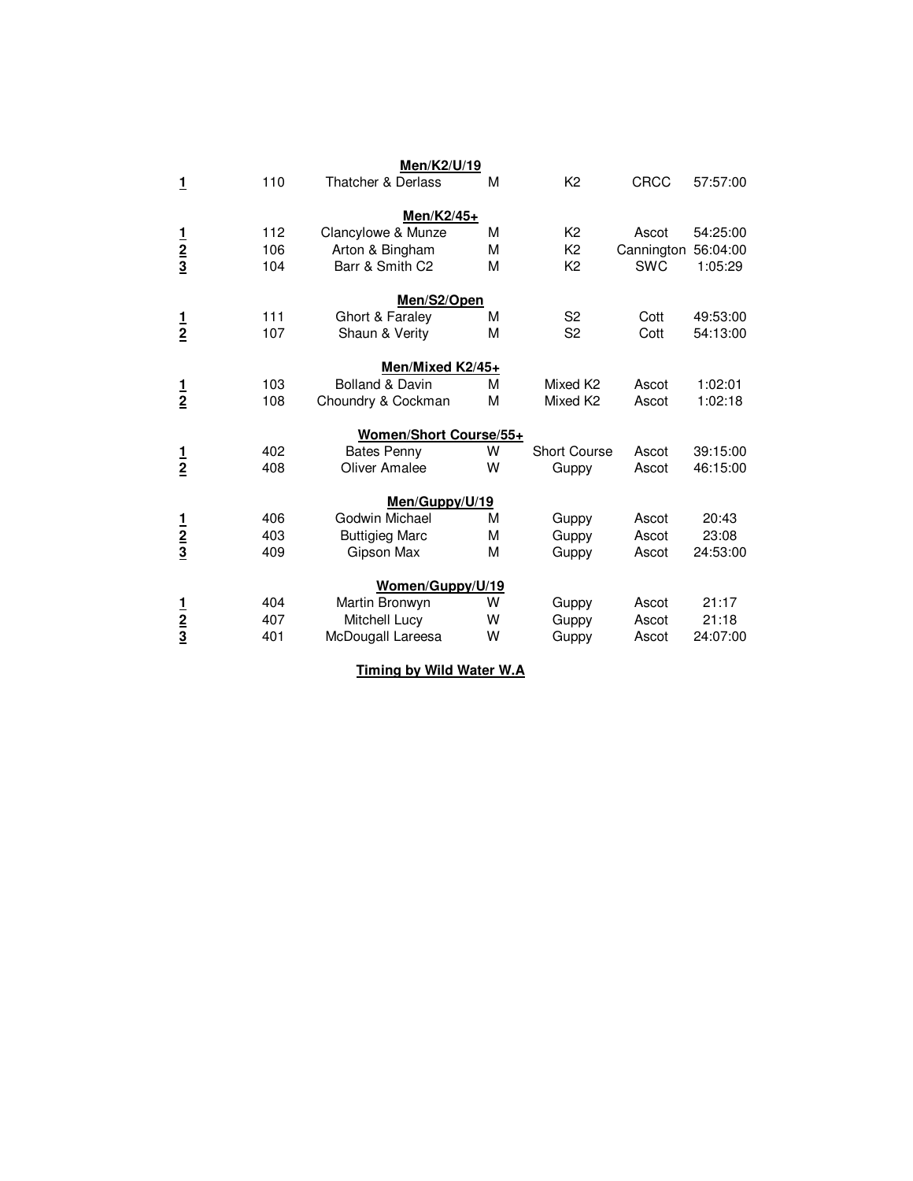**Men/K2/U/19**

| | | | | | | |
|---|---|---|---|---|---|---|
| **1** | 110 | Thatcher & Derlass | M | K2 | CRCC | 57:57:00 |

**Men/K2/45+**

| | | | | | | |
|---|---|---|---|---|---|---|
| **1** | 112 | Clancylowe & Munze | M | K2 | Ascot | 54:25:00 |
| **2** | 106 | Arton & Bingham | M | K2 | Cannington | 56:04:00 |
| **3** | 104 | Barr & Smith C2 | M | K2 | SWC | 1:05:29 |

**Men/S2/Open**

| | | | | | | |
|---|---|---|---|---|---|---|
| **1** | 111 | Ghort & Faraley | M | S2 | Cott | 49:53:00 |
| **2** | 107 | Shaun & Verity | M | S2 | Cott | 54:13:00 |

**Men/Mixed K2/45+**

| | | | | | | |
|---|---|---|---|---|---|---|
| **1** | 103 | Bolland & Davin | M | Mixed K2 | Ascot | 1:02:01 |
| **2** | 108 | Choundry & Cockman | M | Mixed K2 | Ascot | 1:02:18 |

**Women/Short Course/55+**

| | | | | | | |
|---|---|---|---|---|---|---|
| **1** | 402 | Bates Penny | W | Short Course | Ascot | 39:15:00 |
| **2** | 408 | Oliver Amalee | W | Guppy | Ascot | 46:15:00 |

**Men/Guppy/U/19**

| | | | | | | |
|---|---|---|---|---|---|---|
| **1** | 406 | Godwin Michael | M | Guppy | Ascot | 20:43 |
| **2** | 403 | Buttigieg Marc | M | Guppy | Ascot | 23:08 |
| **3** | 409 | Gipson Max | M | Guppy | Ascot | 24:53:00 |

**Women/Guppy/U/19**

| | | | | | | |
|---|---|---|---|---|---|---|
| **1** | 404 | Martin Bronwyn | W | Guppy | Ascot | 21:17 |
| **2** | 407 | Mitchell Lucy | W | Guppy | Ascot | 21:18 |
| **3** | 401 | McDougall Lareesa | W | Guppy | Ascot | 24:07:00 |

**Timing by Wild Water W.A**